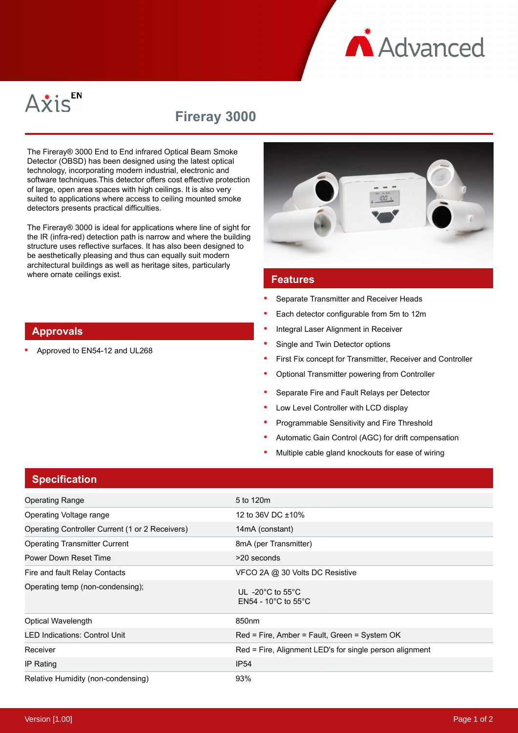Axis EN

# Fireray 3000

The Fireray® 3000 End to End infrared Optical Beam Smoke Detector (OBSD) has been designed using the latest optical technology, incorporating modern industrial, electronic and software techniques.This detector offers cost effective protection of large, open area spaces with high ceilings. It is also very suited to applications where access to ceiling mounted smoke detectors presents practical difficulties.

The Fireray® 3000 is ideal for applications where line of sight for the IR (infra-red) detection path is narrow and where the building structure uses reflective surfaces. It has also been designed to be aesthetically pleasing and thus can equally suit modern architectural buildings as well as heritage sites, particularly where ornate ceilings exist.

## Features

- Separate Transmitter and Receiver Heads
- Each detector configurable from 5m to 12m
- Integral Laser Alignment in Receiver
- Single and Twin Detector options
- First Fix concept for Transmitter, Receiver and Controller
- Optional Transmitter powering from Controller
- Separate Fire and Fault Relays per Detector
- Low Level Controller with LCD display
- Programmable Sensitivity and Fire Threshold
- Automatic Gain Control (AGC) for drift compensation
- Multiple cable gland knockouts for ease of wiring

## Approvals

- Approved to EN54-12 and UL268

## Specification

| | |
|---|---|
| Operating Range | 5 to 120m |
| Operating Voltage range | 12 to 36V DC ±10% |
| Operating Controller Current (1 or 2 Receivers) | 14mA (constant) |
| Operating Transmitter Current | 8mA (per Transmitter) |
| Power Down Reset Time | >20 seconds |
| Fire and fault Relay Contacts | VFCO 2A @ 30 Volts DC Resistive |
| Operating temp (non-condensing); | UL -20°C to 55°C<br>EN54 - 10°C to 55°C |
| Optical Wavelength | 850nm |
| LED Indications: Control Unit | Red = Fire, Amber = Fault, Green = System OK |
| Receiver | Red = Fire, Alignment LED's for single person alignment |
| IP Rating | IP54 |
| Relative Humidity (non-condensing) | 93% |

Version [1.00]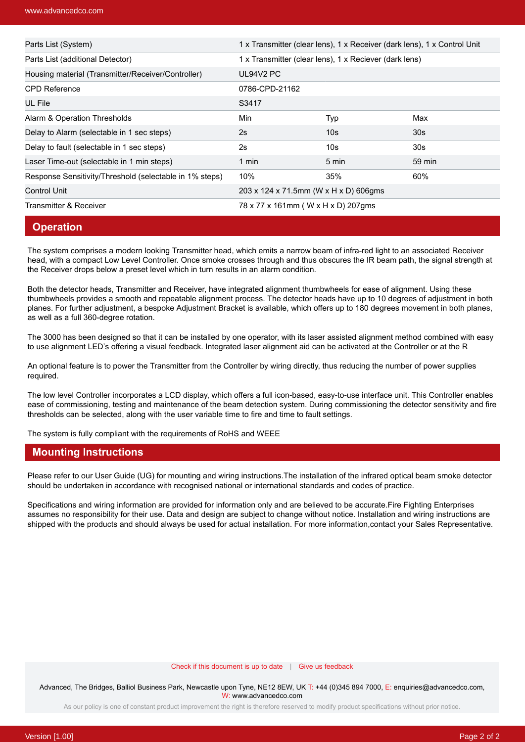| | | | |
|---|---|---|---|
| Parts List (System) | 1 x Transmitter (clear lens), 1 x Receiver (dark lens), 1 x Control Unit | | |
| Parts List (additional Detector) | 1 x Transmitter (clear lens), 1 x Reciever (dark lens) | | |
| Housing material (Transmitter/Receiver/Controller) | UL94V2 PC | | |
| CPD Reference | 0786-CPD-21162 | | |
| UL File | S3417 | | |
| Alarm & Operation Thresholds | Min | Typ | Max |
| Delay to Alarm (selectable in 1 sec steps) | 2s | 10s | 30s |
| Delay to fault (selectable in 1 sec steps) | 2s | 10s | 30s |
| Laser Time-out (selectable in 1 min steps) | 1 min | 5 min | 59 min |
| Response Sensitivity/Threshold (selectable in 1% steps) | 10% | 35% | 60% |
| Control Unit | 203 x 124 x 71.5mm (W x H x D) 606gms | | |
| Transmitter & Receiver | 78 x 77 x 161mm ( W x H x D) 207gms | | |

## Operation

The system comprises a modern looking Transmitter head, which emits a narrow beam of infra-red light to an associated Receiver head, with a compact Low Level Controller. Once smoke crosses through and thus obscures the IR beam path, the signal strength at the Receiver drops below a preset level which in turn results in an alarm condition.

Both the detector heads, Transmitter and Receiver, have integrated alignment thumbwheels for ease of alignment. Using these thumbwheels provides a smooth and repeatable alignment process. The detector heads have up to 10 degrees of adjustment in both planes. For further adjustment, a bespoke Adjustment Bracket is available, which offers up to 180 degrees movement in both planes, as well as a full 360-degree rotation.

The 3000 has been designed so that it can be installed by one operator, with its laser assisted alignment method combined with easy to use alignment LED's offering a visual feedback. Integrated laser alignment aid can be activated at the Controller or at the R

An optional feature is to power the Transmitter from the Controller by wiring directly, thus reducing the number of power supplies required.

The low level Controller incorporates a LCD display, which offers a full icon-based, easy-to-use interface unit. This Controller enables ease of commissioning, testing and maintenance of the beam detection system. During commissioning the detector sensitivity and fire thresholds can be selected, along with the user variable time to fire and time to fault settings.

The system is fully compliant with the requirements of RoHS and WEEE

## Mounting Instructions

Please refer to our User Guide (UG) for mounting and wiring instructions.The installation of the infrared optical beam smoke detector should be undertaken in accordance with recognised national or international standards and codes of practice.

Specifications and wiring information are provided for information only and are believed to be accurate.Fire Fighting Enterprises assumes no responsibility for their use. Data and design are subject to change without notice. Installation and wiring instructions are shipped with the products and should always be used for actual installation. For more information,contact your Sales Representative.

Check if this document is up to date | Give us feedback

Advanced, The Bridges, Balliol Business Park, Newcastle upon Tyne, NE12 8EW, UK T: +44 (0)345 894 7000, E: enquiries@advancedco.com, W: www.advancedco.com

As our policy is one of constant product improvement the right is therefore reserved to modify product specifications without prior notice.

Version [1.00]